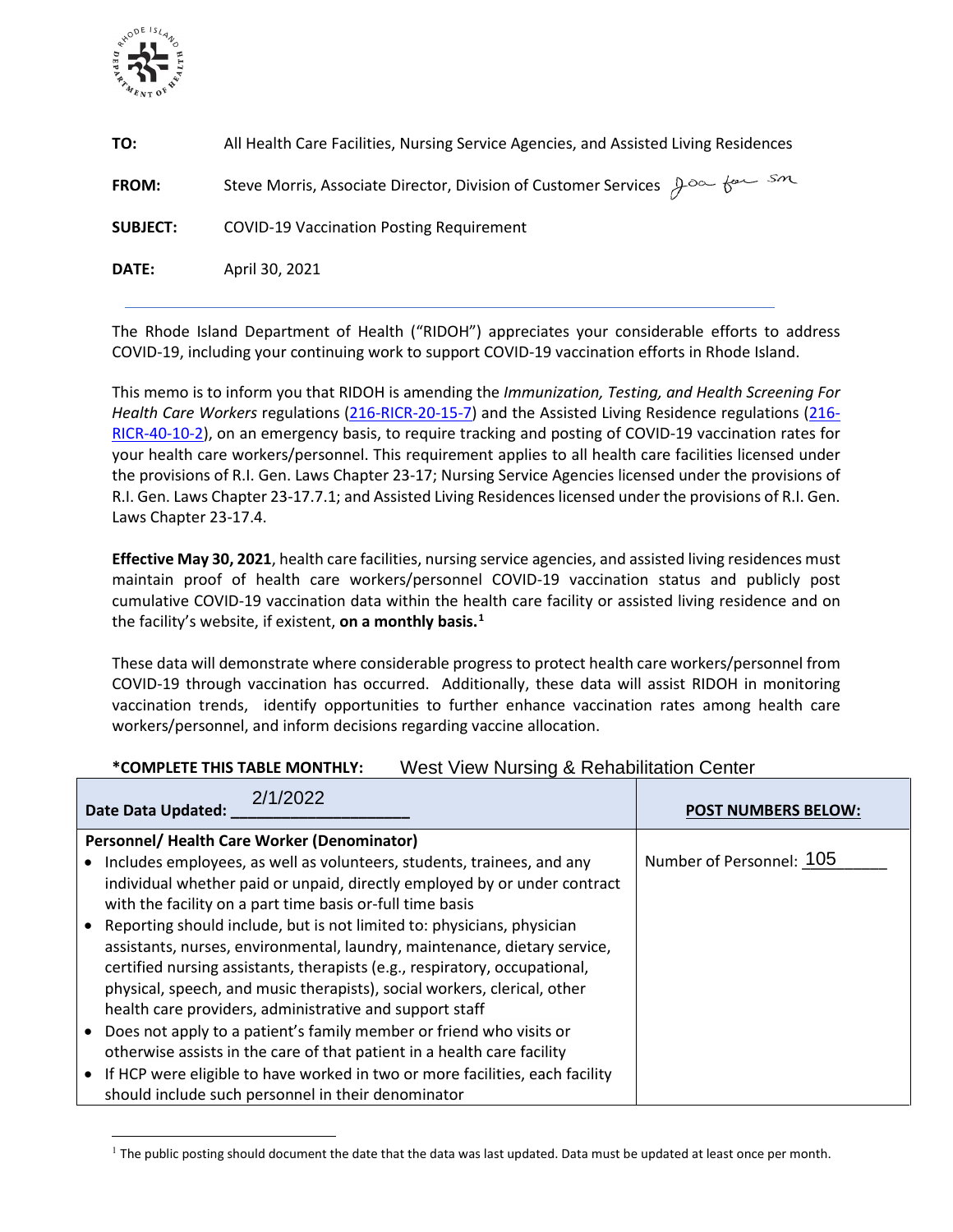**TO:** All Health Care Facilities, Nursing Service Agencies, and Assisted Living Residences

**FROM:** Steve Morris, Associate Director, Division of Customer Services

**SUBJECT:** COVID-19 Vaccination Posting Requirement

**DATE:** April 30, 2021

---

The Rhode Island Department of Health ("RIDOH") appreciates your considerable efforts to address COVID-19, including your continuing work to support COVID-19 vaccination efforts in Rhode Island.

This memo is to inform you that RIDOH is amending the *Immunization, Testing, and Health Screening For Health Care Workers* regulations (216-RICR-20-15-7) and the Assisted Living Residence regulations (216-RICR-40-10-2), on an emergency basis, to require tracking and posting of COVID-19 vaccination rates for your health care workers/personnel. This requirement applies to all health care facilities licensed under the provisions of R.I. Gen. Laws Chapter 23-17; Nursing Service Agencies licensed under the provisions of R.I. Gen. Laws Chapter 23-17.7.1; and Assisted Living Residences licensed under the provisions of R.I. Gen. Laws Chapter 23-17.4.

**Effective May 30, 2021**, health care facilities, nursing service agencies, and assisted living residences must maintain proof of health care workers/personnel COVID-19 vaccination status and publicly post cumulative COVID-19 vaccination data within the health care facility or assisted living residence and on the facility's website, if existent, **on a monthly basis.**[1]

These data will demonstrate where considerable progress to protect health care workers/personnel from COVID-19 through vaccination has occurred. Additionally, these data will assist RIDOH in monitoring vaccination trends, identify opportunities to further enhance vaccination rates among health care workers/personnel, and inform decisions regarding vaccine allocation.

**\*COMPLETE THIS TABLE MONTHLY:** West View Nursing & Rehabilitation Center

| **Date Data Updated:** 2/1/2022 | **POST NUMBERS BELOW:** |
|---|---|
| **Personnel/ Health Care Worker (Denominator)**<br>• Includes employees, as well as volunteers, students, trainees, and any individual whether paid or unpaid, directly employed by or under contract with the facility on a part time basis or-full time basis<br>• Reporting should include, but is not limited to: physicians, physician assistants, nurses, environmental, laundry, maintenance, dietary service, certified nursing assistants, therapists (e.g., respiratory, occupational, physical, speech, and music therapists), social workers, clerical, other health care providers, administrative and support staff<br>• Does not apply to a patient's family member or friend who visits or otherwise assists in the care of that patient in a health care facility<br>• If HCP were eligible to have worked in two or more facilities, each facility should include such personnel in their denominator | Number of Personnel: 105 |

[1] The public posting should document the date that the data was last updated. Data must be updated at least once per month.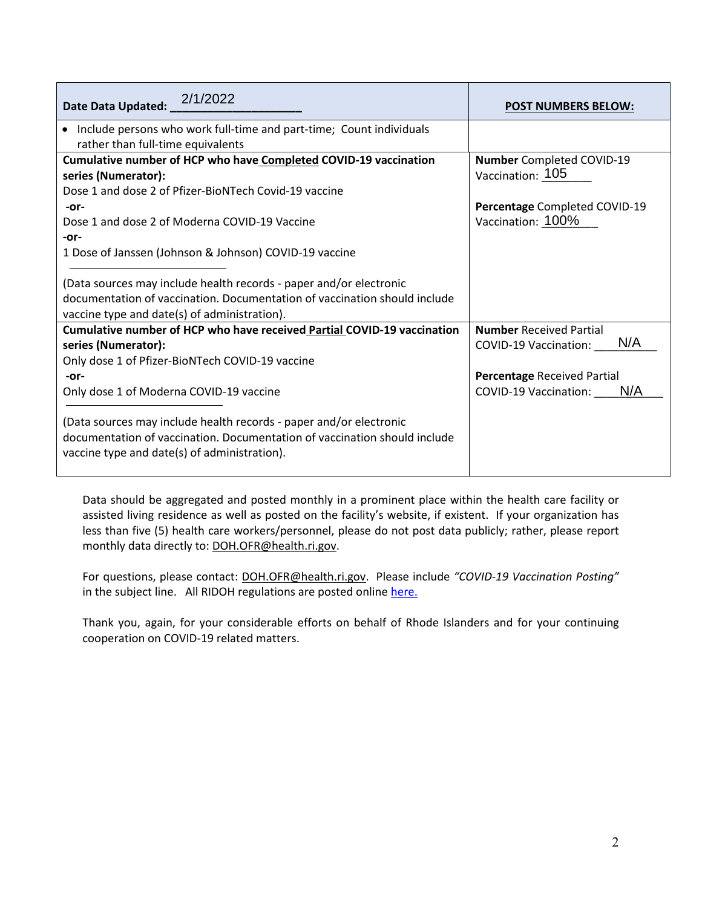| Date Data Updated: 2/1/2022 | POST NUMBERS BELOW: |
|---|---|
| • Include persons who work full-time and part-time; Count individuals rather than full-time equivalents | |
| **Cumulative number of HCP who have Completed COVID-19 vaccination series (Numerator):**<br>Dose 1 and dose 2 of Pfizer-BioNTech Covid-19 vaccine<br>**-or-**<br>Dose 1 and dose 2 of Moderna COVID-19 Vaccine<br>**-or-**<br>1 Dose of Janssen (Johnson & Johnson) COVID-19 vaccine<br><br>(Data sources may include health records - paper and/or electronic documentation of vaccination. Documentation of vaccination should include vaccine type and date(s) of administration). | **Number** Completed COVID-19 Vaccination: 105<br><br>**Percentage** Completed COVID-19 Vaccination: 100% |
| **Cumulative number of HCP who have received Partial COVID-19 vaccination series (Numerator):**<br>Only dose 1 of Pfizer-BioNTech COVID-19 vaccine<br>**-or-**<br>Only dose 1 of Moderna COVID-19 vaccine<br><br>(Data sources may include health records - paper and/or electronic documentation of vaccination. Documentation of vaccination should include vaccine type and date(s) of administration). | **Number** Received Partial COVID-19 Vaccination: N/A<br><br>**Percentage** Received Partial COVID-19 Vaccination: N/A |

Data should be aggregated and posted monthly in a prominent place within the health care facility or assisted living residence as well as posted on the facility's website, if existent. If your organization has less than five (5) health care workers/personnel, please do not post data publicly; rather, please report monthly data directly to: DOH.OFR@health.ri.gov.

For questions, please contact: DOH.OFR@health.ri.gov. Please include *"COVID-19 Vaccination Posting"* in the subject line. All RIDOH regulations are posted online here.

Thank you, again, for your considerable efforts on behalf of Rhode Islanders and for your continuing cooperation on COVID-19 related matters.